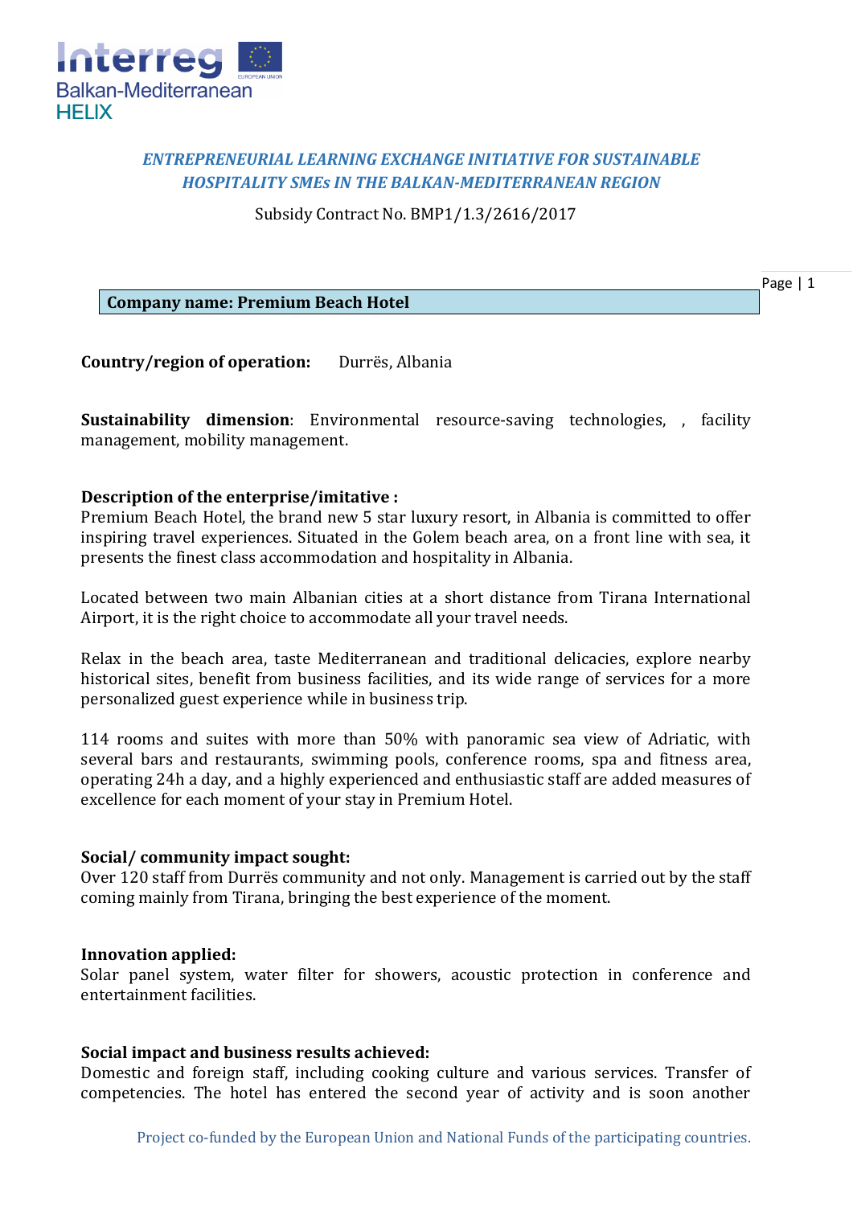Interreg Balkan-Mediterranean HELIX

***ENTREPRENEURIAL LEARNING EXCHANGE INITIATIVE FOR SUSTAINABLE HOSPITALITY SMEs IN THE BALKAN-MEDITERRANEAN REGION***

Subsidy Contract No. BMP1/1.3/2616/2017

**Company name: Premium Beach Hotel**

**Country/region of operation:** Durrës, Albania

**Sustainability dimension**: Environmental resource-saving technologies, , facility management, mobility management.

**Description of the enterprise/imitative :**
Premium Beach Hotel, the brand new 5 star luxury resort, in Albania is committed to offer inspiring travel experiences. Situated in the Golem beach area, on a front line with sea, it presents the finest class accommodation and hospitality in Albania.

Located between two main Albanian cities at a short distance from Tirana International Airport, it is the right choice to accommodate all your travel needs.

Relax in the beach area, taste Mediterranean and traditional delicacies, explore nearby historical sites, benefit from business facilities, and its wide range of services for a more personalized guest experience while in business trip.

114 rooms and suites with more than 50% with panoramic sea view of Adriatic, with several bars and restaurants, swimming pools, conference rooms, spa and fitness area, operating 24h a day, and a highly experienced and enthusiastic staff are added measures of excellence for each moment of your stay in Premium Hotel.

**Social/ community impact sought:**
Over 120 staff from Durrës community and not only. Management is carried out by the staff coming mainly from Tirana, bringing the best experience of the moment.

**Innovation applied:**
Solar panel system, water filter for showers, acoustic protection in conference and entertainment facilities.

**Social impact and business results achieved:**
Domestic and foreign staff, including cooking culture and various services. Transfer of competencies. The hotel has entered the second year of activity and is soon another

Project co-funded by the European Union and National Funds of the participating countries.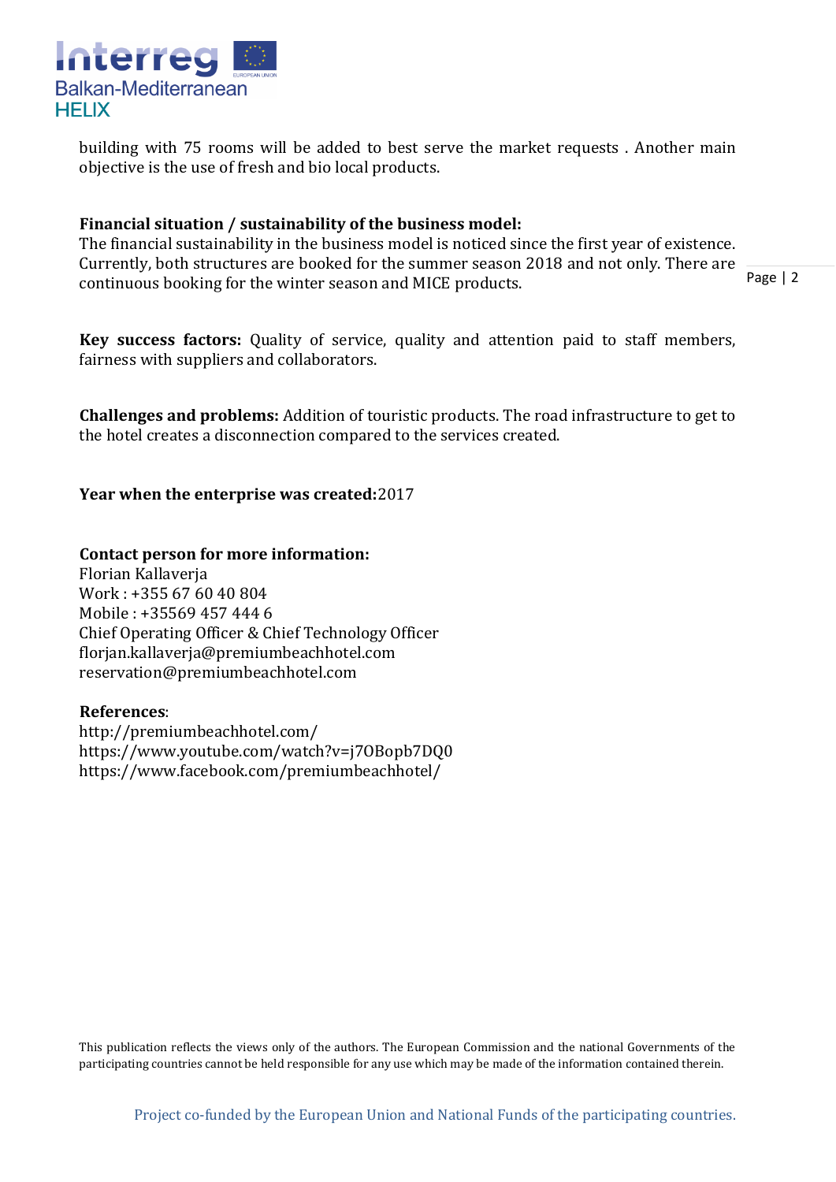building with 75 rooms will be added to best serve the market requests . Another main objective is the use of fresh and bio local products.

**Financial situation / sustainability of the business model:**
The financial sustainability in the business model is noticed since the first year of existence. Currently, both structures are booked for the summer season 2018 and not only. There are continuous booking for the winter season and MICE products.

**Key success factors:** Quality of service, quality and attention paid to staff members, fairness with suppliers and collaborators.

**Challenges and problems:** Addition of touristic products. The road infrastructure to get to the hotel creates a disconnection compared to the services created.

**Year when the enterprise was created:**2017

**Contact person for more information:**
Florian Kallaverja
Work : +355 67 60 40 804
Mobile : +35569 457 444 6
Chief Operating Officer & Chief Technology Officer
florjan.kallaverja@premiumbeachhotel.com
reservation@premiumbeachhotel.com

**References**:
http://premiumbeachhotel.com/
https://www.youtube.com/watch?v=j7OBopb7DQ0
https://www.facebook.com/premiumbeachhotel/

This publication reflects the views only of the authors. The European Commission and the national Governments of the participating countries cannot be held responsible for any use which may be made of the information contained therein.

Project co-funded by the European Union and National Funds of the participating countries.